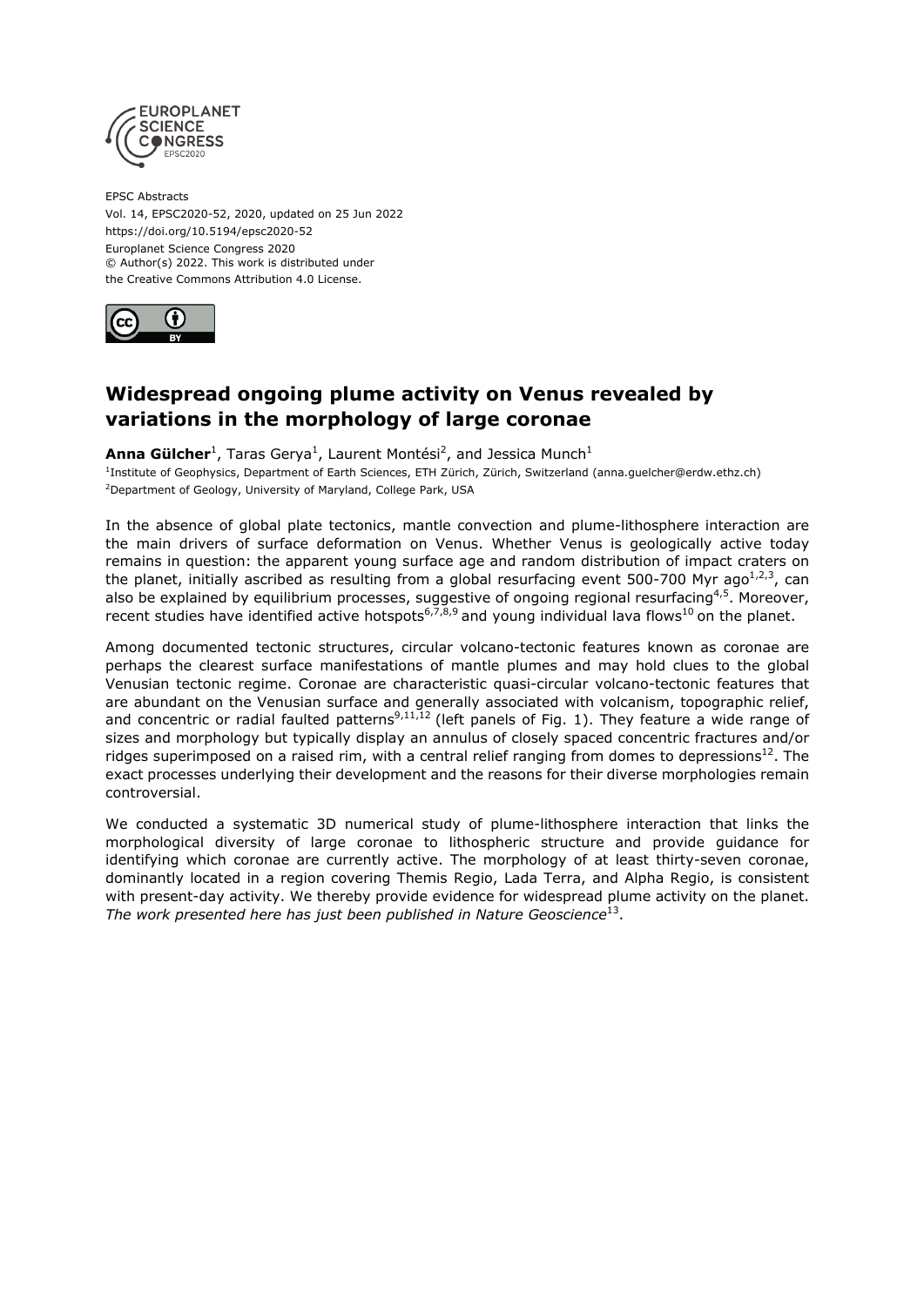EPSC Abstracts
Vol. 14, EPSC2020-52, 2020, updated on 25 Jun 2022
https://doi.org/10.5194/epsc2020-52
Europlanet Science Congress 2020
© Author(s) 2022. This work is distributed under
the Creative Commons Attribution 4.0 License.

# Widespread ongoing plume activity on Venus revealed by variations in the morphology of large coronae

**Anna Gülcher**[1], Taras Gerya[1], Laurent Montési[2], and Jessica Munch[1]

[1]Institute of Geophysics, Department of Earth Sciences, ETH Zürich, Zürich, Switzerland (anna.guelcher@erdw.ethz.ch)
[2]Department of Geology, University of Maryland, College Park, USA

In the absence of global plate tectonics, mantle convection and plume-lithosphere interaction are the main drivers of surface deformation on Venus. Whether Venus is geologically active today remains in question: the apparent young surface age and random distribution of impact craters on the planet, initially ascribed as resulting from a global resurfacing event 500-700 Myr ago[1,2,3], can also be explained by equilibrium processes, suggestive of ongoing regional resurfacing[4,5]. Moreover, recent studies have identified active hotspots[6,7,8,9] and young individual lava flows[10] on the planet.

Among documented tectonic structures, circular volcano-tectonic features known as coronae are perhaps the clearest surface manifestations of mantle plumes and may hold clues to the global Venusian tectonic regime. Coronae are characteristic quasi-circular volcano-tectonic features that are abundant on the Venusian surface and generally associated with volcanism, topographic relief, and concentric or radial faulted patterns[9,11,12] (left panels of Fig. 1). They feature a wide range of sizes and morphology but typically display an annulus of closely spaced concentric fractures and/or ridges superimposed on a raised rim, with a central relief ranging from domes to depressions[12]. The exact processes underlying their development and the reasons for their diverse morphologies remain controversial.

We conducted a systematic 3D numerical study of plume-lithosphere interaction that links the morphological diversity of large coronae to lithospheric structure and provide guidance for identifying which coronae are currently active. The morphology of at least thirty-seven coronae, dominantly located in a region covering Themis Regio, Lada Terra, and Alpha Regio, is consistent with present-day activity. We thereby provide evidence for widespread plume activity on the planet. *The work presented here has just been published in Nature Geoscience*[13].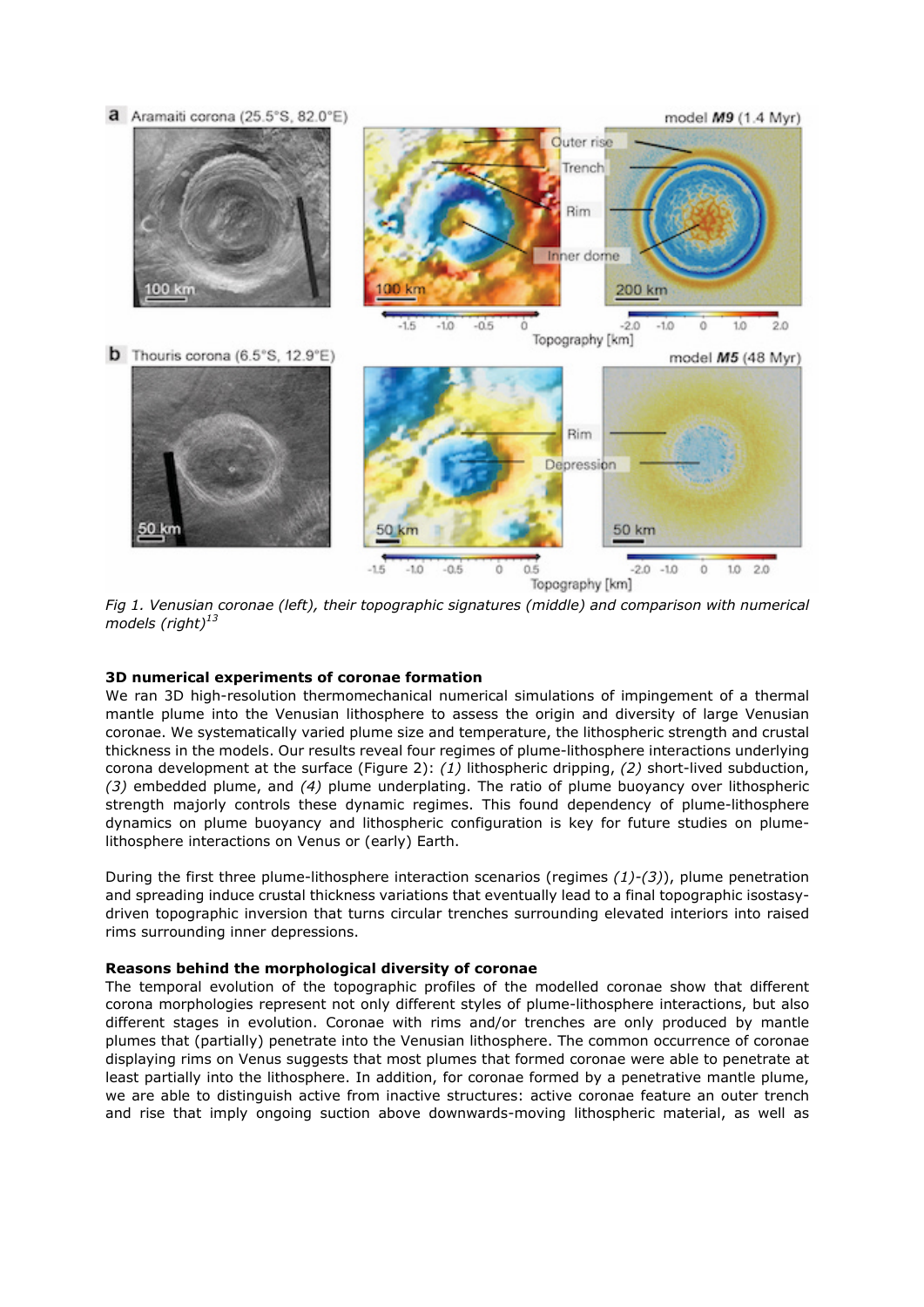Fig 1. Venusian coronae (left), their topographic signatures (middle) and comparison with numerical models (right)[13]

**3D numerical experiments of coronae formation**

We ran 3D high-resolution thermomechanical numerical simulations of impingement of a thermal mantle plume into the Venusian lithosphere to assess the origin and diversity of large Venusian coronae. We systematically varied plume size and temperature, the lithospheric strength and crustal thickness in the models. Our results reveal four regimes of plume-lithosphere interactions underlying corona development at the surface (Figure 2): *(1)* lithospheric dripping, *(2)* short-lived subduction, *(3)* embedded plume, and *(4)* plume underplating. The ratio of plume buoyancy over lithospheric strength majorly controls these dynamic regimes. This found dependency of plume-lithosphere dynamics on plume buoyancy and lithospheric configuration is key for future studies on plume-lithosphere interactions on Venus or (early) Earth.

During the first three plume-lithosphere interaction scenarios (regimes *(1)*-*(3)*), plume penetration and spreading induce crustal thickness variations that eventually lead to a final topographic isostasy-driven topographic inversion that turns circular trenches surrounding elevated interiors into raised rims surrounding inner depressions.

**Reasons behind the morphological diversity of coronae**

The temporal evolution of the topographic profiles of the modelled coronae show that different corona morphologies represent not only different styles of plume-lithosphere interactions, but also different stages in evolution. Coronae with rims and/or trenches are only produced by mantle plumes that (partially) penetrate into the Venusian lithosphere. The common occurrence of coronae displaying rims on Venus suggests that most plumes that formed coronae were able to penetrate at least partially into the lithosphere. In addition, for coronae formed by a penetrative mantle plume, we are able to distinguish active from inactive structures: active coronae feature an outer trench and rise that imply ongoing suction above downwards-moving lithospheric material, as well as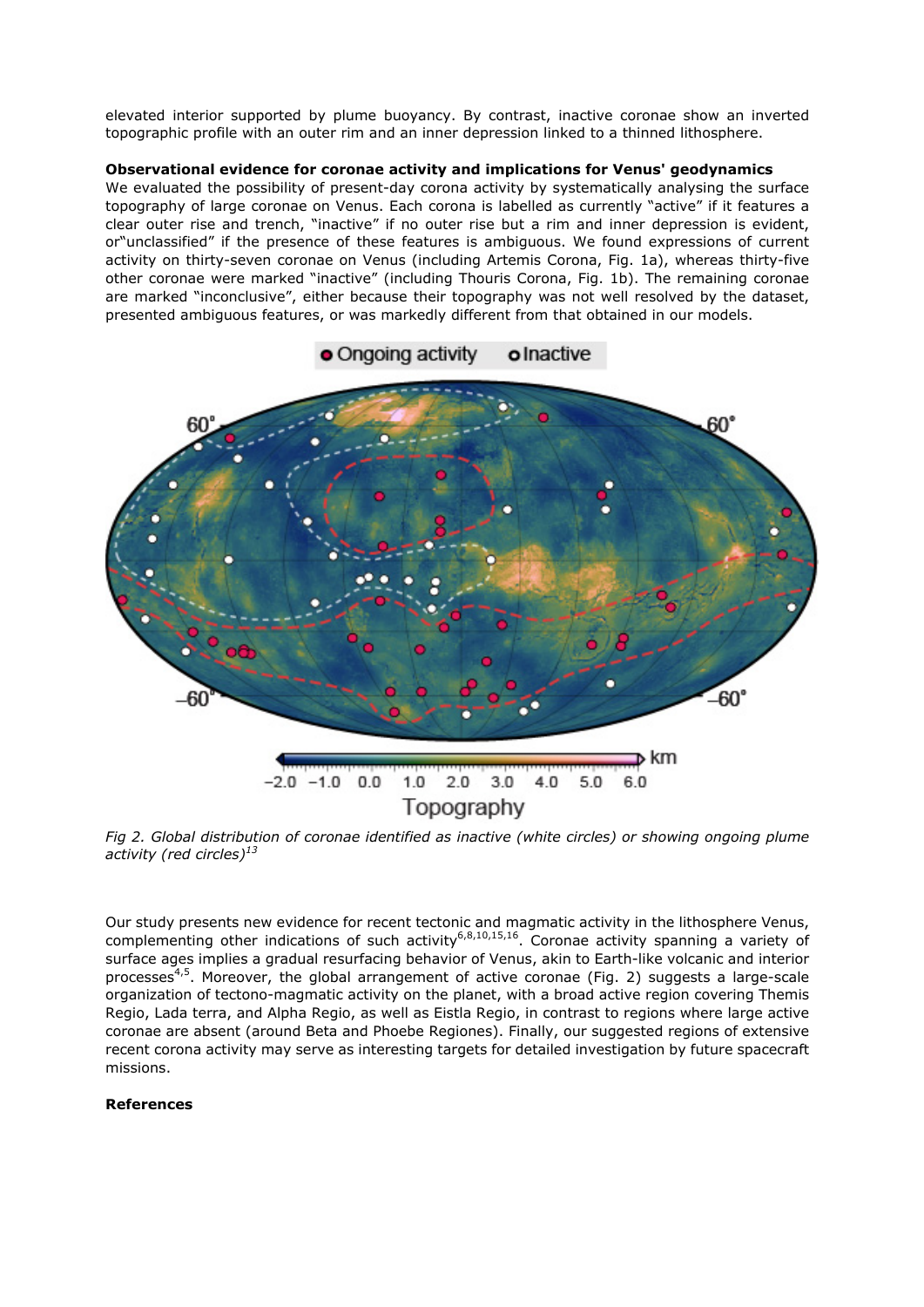elevated interior supported by plume buoyancy. By contrast, inactive coronae show an inverted topographic profile with an outer rim and an inner depression linked to a thinned lithosphere.

**Observational evidence for coronae activity and implications for Venus' geodynamics**

We evaluated the possibility of present-day corona activity by systematically analysing the surface topography of large coronae on Venus. Each corona is labelled as currently "active" if it features a clear outer rise and trench, "inactive" if no outer rise but a rim and inner depression is evident, or"unclassified" if the presence of these features is ambiguous. We found expressions of current activity on thirty-seven coronae on Venus (including Artemis Corona, Fig. 1a), whereas thirty-five other coronae were marked "inactive" (including Thouris Corona, Fig. 1b). The remaining coronae are marked "inconclusive", either because their topography was not well resolved by the dataset, presented ambiguous features, or was markedly different from that obtained in our models.

*Fig 2. Global distribution of coronae identified as inactive (white circles) or showing ongoing plume activity (red circles)[13]*

Our study presents new evidence for recent tectonic and magmatic activity in the lithosphere Venus, complementing other indications of such activity[6,8,10,15,16]. Coronae activity spanning a variety of surface ages implies a gradual resurfacing behavior of Venus, akin to Earth-like volcanic and interior processes[4,5]. Moreover, the global arrangement of active coronae (Fig. 2) suggests a large-scale organization of tectono-magmatic activity on the planet, with a broad active region covering Themis Regio, Lada terra, and Alpha Regio, as well as Eistla Regio, in contrast to regions where large active coronae are absent (around Beta and Phoebe Regiones). Finally, our suggested regions of extensive recent corona activity may serve as interesting targets for detailed investigation by future spacecraft missions.

**References**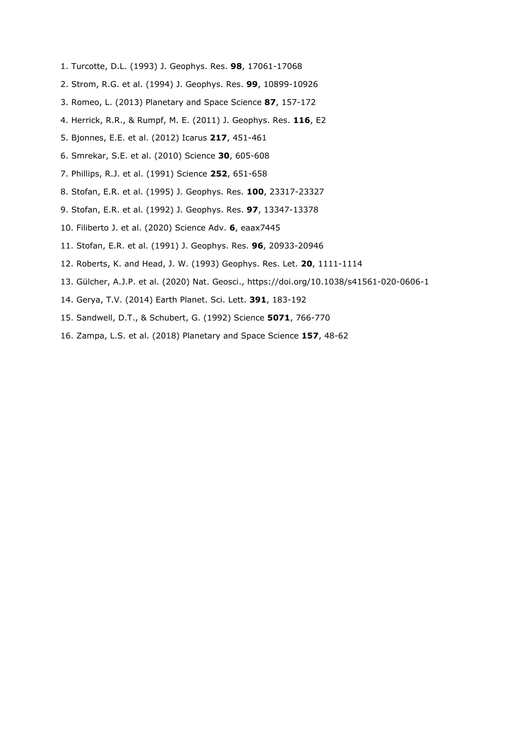1. Turcotte, D.L. (1993) J. Geophys. Res. **98**, 17061-17068
2. Strom, R.G. et al. (1994) J. Geophys. Res. **99**, 10899-10926
3. Romeo, L. (2013) Planetary and Space Science **87**, 157-172
4. Herrick, R.R., & Rumpf, M. E. (2011) J. Geophys. Res. **116**, E2
5. Bjonnes, E.E. et al. (2012) Icarus **217**, 451-461
6. Smrekar, S.E. et al. (2010) Science **30**, 605-608
7. Phillips, R.J. et al. (1991) Science **252**, 651-658
8. Stofan, E.R. et al. (1995) J. Geophys. Res. **100**, 23317-23327
9. Stofan, E.R. et al. (1992) J. Geophys. Res. **97**, 13347-13378
10. Filiberto J. et al. (2020) Science Adv. **6**, eaax7445
11. Stofan, E.R. et al. (1991) J. Geophys. Res. **96**, 20933-20946
12. Roberts, K. and Head, J. W. (1993) Geophys. Res. Let. **20**, 1111-1114
13. Gülcher, A.J.P. et al. (2020) Nat. Geosci., https://doi.org/10.1038/s41561-020-0606-1
14. Gerya, T.V. (2014) Earth Planet. Sci. Lett. **391**, 183-192
15. Sandwell, D.T., & Schubert, G. (1992) Science **5071**, 766-770
16. Zampa, L.S. et al. (2018) Planetary and Space Science **157**, 48-62